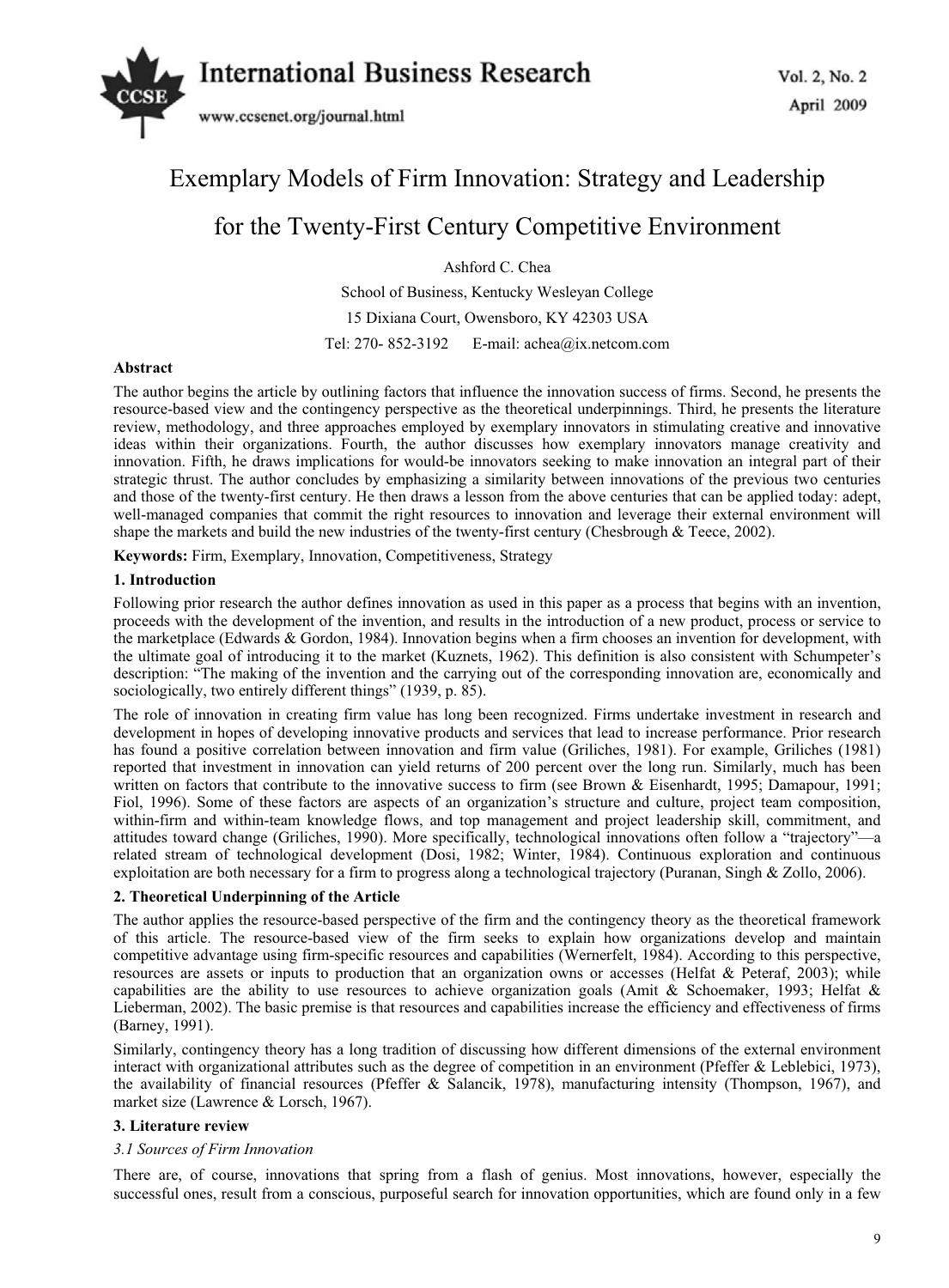# Exemplary Models of Firm Innovation: Strategy and Leadership for the Twenty-First Century Competitive Environment

Ashford C. Chea

School of Business, Kentucky Wesleyan College

15 Dixiana Court, Owensboro, KY 42303 USA

Tel: 270- 852-3192 E-mail: achea@ix.netcom.com

**Abstract**

The author begins the article by outlining factors that influence the innovation success of firms. Second, he presents the resource-based view and the contingency perspective as the theoretical underpinnings. Third, he presents the literature review, methodology, and three approaches employed by exemplary innovators in stimulating creative and innovative ideas within their organizations. Fourth, the author discusses how exemplary innovators manage creativity and innovation. Fifth, he draws implications for would-be innovators seeking to make innovation an integral part of their strategic thrust. The author concludes by emphasizing a similarity between innovations of the previous two centuries and those of the twenty-first century. He then draws a lesson from the above centuries that can be applied today: adept, well-managed companies that commit the right resources to innovation and leverage their external environment will shape the markets and build the new industries of the twenty-first century (Chesbrough & Teece, 2002).

**Keywords:** Firm, Exemplary, Innovation, Competitiveness, Strategy

## 1. Introduction

Following prior research the author defines innovation as used in this paper as a process that begins with an invention, proceeds with the development of the invention, and results in the introduction of a new product, process or service to the marketplace (Edwards & Gordon, 1984). Innovation begins when a firm chooses an invention for development, with the ultimate goal of introducing it to the market (Kuznets, 1962). This definition is also consistent with Schumpeter's description: "The making of the invention and the carrying out of the corresponding innovation are, economically and sociologically, two entirely different things" (1939, p. 85).

The role of innovation in creating firm value has long been recognized. Firms undertake investment in research and development in hopes of developing innovative products and services that lead to increase performance. Prior research has found a positive correlation between innovation and firm value (Griliches, 1981). For example, Griliches (1981) reported that investment in innovation can yield returns of 200 percent over the long run. Similarly, much has been written on factors that contribute to the innovative success to firm (see Brown & Eisenhardt, 1995; Damapour, 1991; Fiol, 1996). Some of these factors are aspects of an organization's structure and culture, project team composition, within-firm and within-team knowledge flows, and top management and project leadership skill, commitment, and attitudes toward change (Griliches, 1990). More specifically, technological innovations often follow a "trajectory"—a related stream of technological development (Dosi, 1982; Winter, 1984). Continuous exploration and continuous exploitation are both necessary for a firm to progress along a technological trajectory (Puranan, Singh & Zollo, 2006).

## 2. Theoretical Underpinning of the Article

The author applies the resource-based perspective of the firm and the contingency theory as the theoretical framework of this article. The resource-based view of the firm seeks to explain how organizations develop and maintain competitive advantage using firm-specific resources and capabilities (Wernerfelt, 1984). According to this perspective, resources are assets or inputs to production that an organization owns or accesses (Helfat & Peteraf, 2003); while capabilities are the ability to use resources to achieve organization goals (Amit & Schoemaker, 1993; Helfat & Lieberman, 2002). The basic premise is that resources and capabilities increase the efficiency and effectiveness of firms (Barney, 1991).

Similarly, contingency theory has a long tradition of discussing how different dimensions of the external environment interact with organizational attributes such as the degree of competition in an environment (Pfeffer & Leblebici, 1973), the availability of financial resources (Pfeffer & Salancik, 1978), manufacturing intensity (Thompson, 1967), and market size (Lawrence & Lorsch, 1967).

## 3. Literature review

### *3.1 Sources of Firm Innovation*

There are, of course, innovations that spring from a flash of genius. Most innovations, however, especially the successful ones, result from a conscious, purposeful search for innovation opportunities, which are found only in a few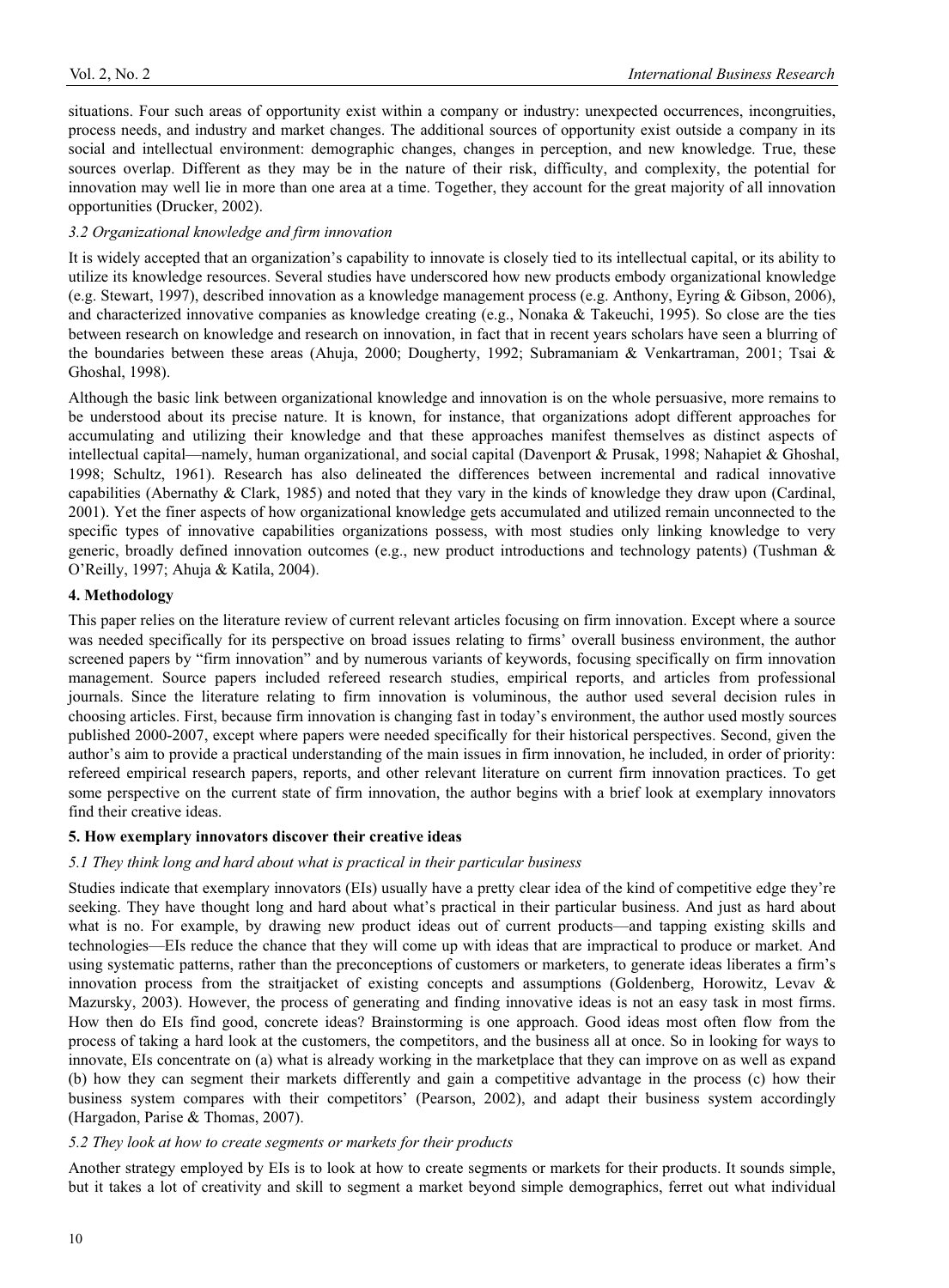situations. Four such areas of opportunity exist within a company or industry: unexpected occurrences, incongruities, process needs, and industry and market changes. The additional sources of opportunity exist outside a company in its social and intellectual environment: demographic changes, changes in perception, and new knowledge. True, these sources overlap. Different as they may be in the nature of their risk, difficulty, and complexity, the potential for innovation may well lie in more than one area at a time. Together, they account for the great majority of all innovation opportunities (Drucker, 2002).

### *3.2 Organizational knowledge and firm innovation*

It is widely accepted that an organization's capability to innovate is closely tied to its intellectual capital, or its ability to utilize its knowledge resources. Several studies have underscored how new products embody organizational knowledge (e.g. Stewart, 1997), described innovation as a knowledge management process (e.g. Anthony, Eyring & Gibson, 2006), and characterized innovative companies as knowledge creating (e.g., Nonaka & Takeuchi, 1995). So close are the ties between research on knowledge and research on innovation, in fact that in recent years scholars have seen a blurring of the boundaries between these areas (Ahuja, 2000; Dougherty, 1992; Subramaniam & Venkartraman, 2001; Tsai & Ghoshal, 1998).

Although the basic link between organizational knowledge and innovation is on the whole persuasive, more remains to be understood about its precise nature. It is known, for instance, that organizations adopt different approaches for accumulating and utilizing their knowledge and that these approaches manifest themselves as distinct aspects of intellectual capital—namely, human organizational, and social capital (Davenport & Prusak, 1998; Nahapiet & Ghoshal, 1998; Schultz, 1961). Research has also delineated the differences between incremental and radical innovative capabilities (Abernathy & Clark, 1985) and noted that they vary in the kinds of knowledge they draw upon (Cardinal, 2001). Yet the finer aspects of how organizational knowledge gets accumulated and utilized remain unconnected to the specific types of innovative capabilities organizations possess, with most studies only linking knowledge to very generic, broadly defined innovation outcomes (e.g., new product introductions and technology patents) (Tushman & O'Reilly, 1997; Ahuja & Katila, 2004).

## **4. Methodology**

This paper relies on the literature review of current relevant articles focusing on firm innovation. Except where a source was needed specifically for its perspective on broad issues relating to firms' overall business environment, the author screened papers by "firm innovation" and by numerous variants of keywords, focusing specifically on firm innovation management. Source papers included refereed research studies, empirical reports, and articles from professional journals. Since the literature relating to firm innovation is voluminous, the author used several decision rules in choosing articles. First, because firm innovation is changing fast in today's environment, the author used mostly sources published 2000-2007, except where papers were needed specifically for their historical perspectives. Second, given the author's aim to provide a practical understanding of the main issues in firm innovation, he included, in order of priority: refereed empirical research papers, reports, and other relevant literature on current firm innovation practices. To get some perspective on the current state of firm innovation, the author begins with a brief look at exemplary innovators find their creative ideas.

## **5. How exemplary innovators discover their creative ideas**

### *5.1 They think long and hard about what is practical in their particular business*

Studies indicate that exemplary innovators (EIs) usually have a pretty clear idea of the kind of competitive edge they're seeking. They have thought long and hard about what's practical in their particular business. And just as hard about what is no. For example, by drawing new product ideas out of current products—and tapping existing skills and technologies—EIs reduce the chance that they will come up with ideas that are impractical to produce or market. And using systematic patterns, rather than the preconceptions of customers or marketers, to generate ideas liberates a firm's innovation process from the straitjacket of existing concepts and assumptions (Goldenberg, Horowitz, Levav & Mazursky, 2003). However, the process of generating and finding innovative ideas is not an easy task in most firms. How then do EIs find good, concrete ideas? Brainstorming is one approach. Good ideas most often flow from the process of taking a hard look at the customers, the competitors, and the business all at once. So in looking for ways to innovate, EIs concentrate on (a) what is already working in the marketplace that they can improve on as well as expand (b) how they can segment their markets differently and gain a competitive advantage in the process (c) how their business system compares with their competitors' (Pearson, 2002), and adapt their business system accordingly (Hargadon, Parise & Thomas, 2007).

### *5.2 They look at how to create segments or markets for their products*

Another strategy employed by EIs is to look at how to create segments or markets for their products. It sounds simple, but it takes a lot of creativity and skill to segment a market beyond simple demographics, ferret out what individual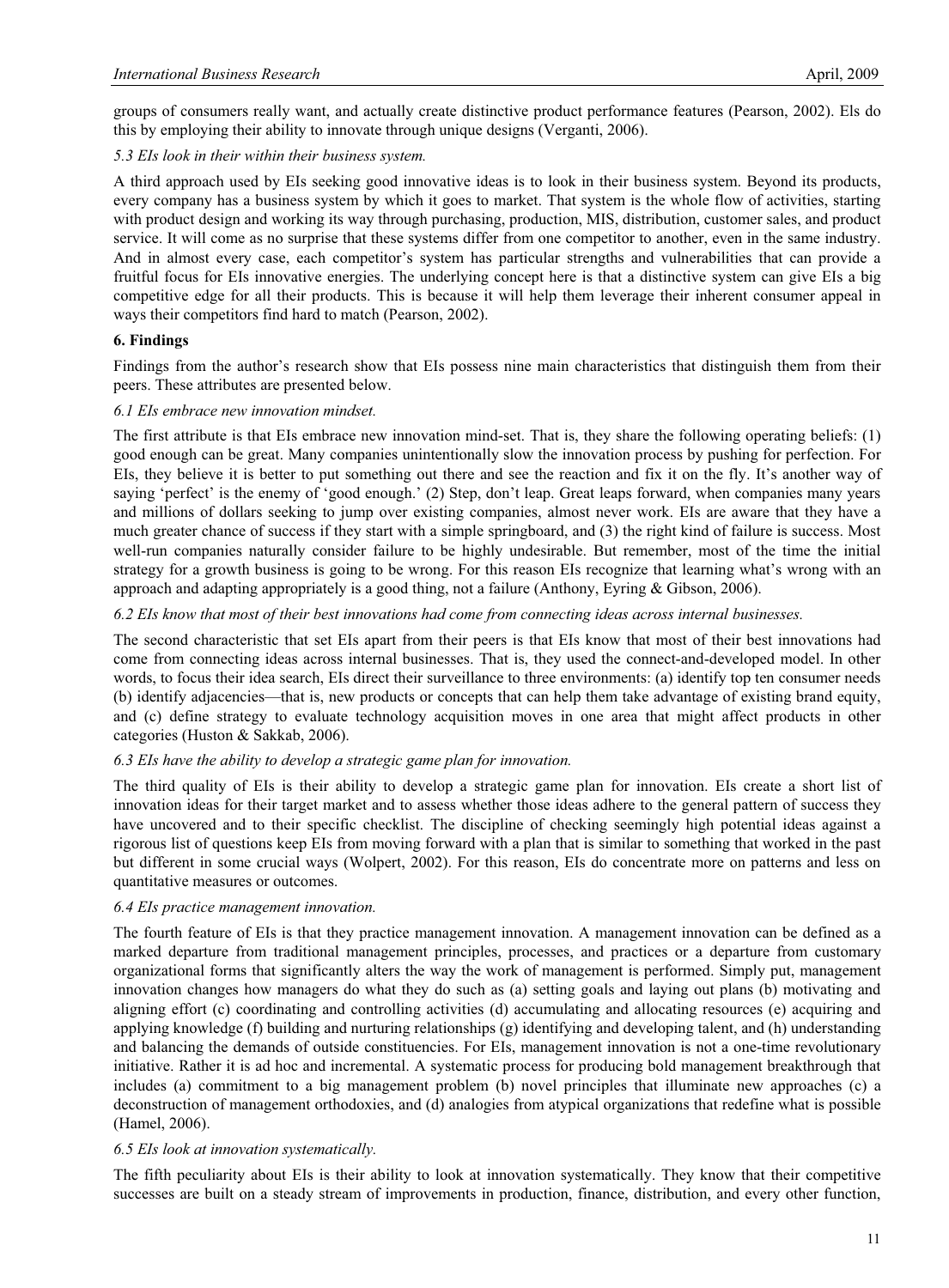groups of consumers really want, and actually create distinctive product performance features (Pearson, 2002). EIs do this by employing their ability to innovate through unique designs (Verganti, 2006).

*5.3 EIs look in their within their business system.*

A third approach used by EIs seeking good innovative ideas is to look in their business system. Beyond its products, every company has a business system by which it goes to market. That system is the whole flow of activities, starting with product design and working its way through purchasing, production, MIS, distribution, customer sales, and product service. It will come as no surprise that these systems differ from one competitor to another, even in the same industry. And in almost every case, each competitor's system has particular strengths and vulnerabilities that can provide a fruitful focus for EIs innovative energies. The underlying concept here is that a distinctive system can give EIs a big competitive edge for all their products. This is because it will help them leverage their inherent consumer appeal in ways their competitors find hard to match (Pearson, 2002).

## 6. Findings

Findings from the author's research show that EIs possess nine main characteristics that distinguish them from their peers. These attributes are presented below.

*6.1 EIs embrace new innovation mindset.*

The first attribute is that EIs embrace new innovation mind-set. That is, they share the following operating beliefs: (1) good enough can be great. Many companies unintentionally slow the innovation process by pushing for perfection. For EIs, they believe it is better to put something out there and see the reaction and fix it on the fly. It's another way of saying 'perfect' is the enemy of 'good enough.' (2) Step, don't leap. Great leaps forward, when companies many years and millions of dollars seeking to jump over existing companies, almost never work. EIs are aware that they have a much greater chance of success if they start with a simple springboard, and (3) the right kind of failure is success. Most well-run companies naturally consider failure to be highly undesirable. But remember, most of the time the initial strategy for a growth business is going to be wrong. For this reason EIs recognize that learning what's wrong with an approach and adapting appropriately is a good thing, not a failure (Anthony, Eyring & Gibson, 2006).

*6.2 EIs know that most of their best innovations had come from connecting ideas across internal businesses.*

The second characteristic that set EIs apart from their peers is that EIs know that most of their best innovations had come from connecting ideas across internal businesses. That is, they used the connect-and-developed model. In other words, to focus their idea search, EIs direct their surveillance to three environments: (a) identify top ten consumer needs (b) identify adjacencies—that is, new products or concepts that can help them take advantage of existing brand equity, and (c) define strategy to evaluate technology acquisition moves in one area that might affect products in other categories (Huston & Sakkab, 2006).

*6.3 EIs have the ability to develop a strategic game plan for innovation.*

The third quality of EIs is their ability to develop a strategic game plan for innovation. EIs create a short list of innovation ideas for their target market and to assess whether those ideas adhere to the general pattern of success they have uncovered and to their specific checklist. The discipline of checking seemingly high potential ideas against a rigorous list of questions keep EIs from moving forward with a plan that is similar to something that worked in the past but different in some crucial ways (Wolpert, 2002). For this reason, EIs do concentrate more on patterns and less on quantitative measures or outcomes.

*6.4 EIs practice management innovation.*

The fourth feature of EIs is that they practice management innovation. A management innovation can be defined as a marked departure from traditional management principles, processes, and practices or a departure from customary organizational forms that significantly alters the way the work of management is performed. Simply put, management innovation changes how managers do what they do such as (a) setting goals and laying out plans (b) motivating and aligning effort (c) coordinating and controlling activities (d) accumulating and allocating resources (e) acquiring and applying knowledge (f) building and nurturing relationships (g) identifying and developing talent, and (h) understanding and balancing the demands of outside constituencies. For EIs, management innovation is not a one-time revolutionary initiative. Rather it is ad hoc and incremental. A systematic process for producing bold management breakthrough that includes (a) commitment to a big management problem (b) novel principles that illuminate new approaches (c) a deconstruction of management orthodoxies, and (d) analogies from atypical organizations that redefine what is possible (Hamel, 2006).

*6.5 EIs look at innovation systematically.*

The fifth peculiarity about EIs is their ability to look at innovation systematically. They know that their competitive successes are built on a steady stream of improvements in production, finance, distribution, and every other function,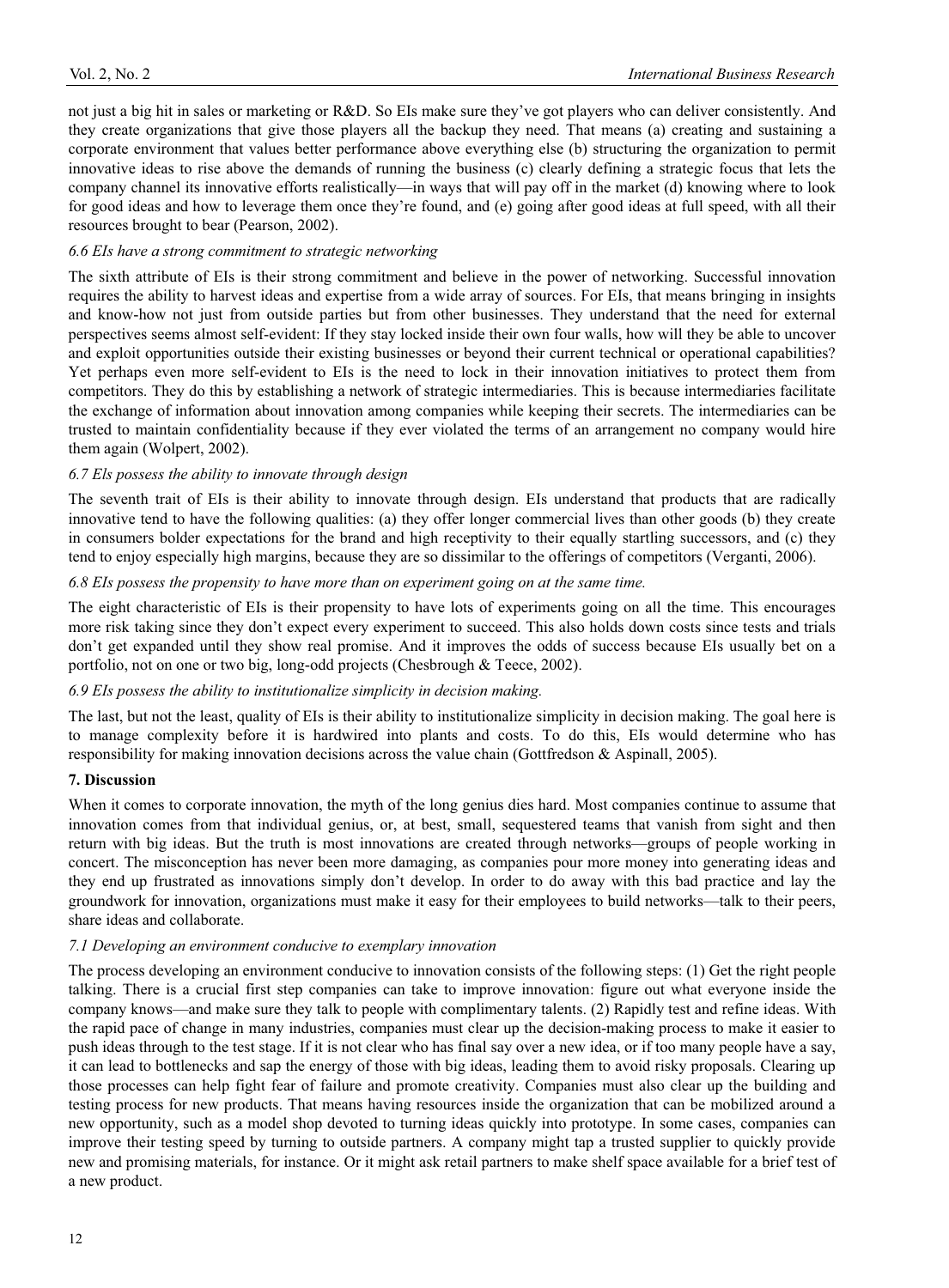not just a big hit in sales or marketing or R&D. So EIs make sure they've got players who can deliver consistently. And they create organizations that give those players all the backup they need. That means (a) creating and sustaining a corporate environment that values better performance above everything else (b) structuring the organization to permit innovative ideas to rise above the demands of running the business (c) clearly defining a strategic focus that lets the company channel its innovative efforts realistically—in ways that will pay off in the market (d) knowing where to look for good ideas and how to leverage them once they're found, and (e) going after good ideas at full speed, with all their resources brought to bear (Pearson, 2002).

*6.6 EIs have a strong commitment to strategic networking*

The sixth attribute of EIs is their strong commitment and believe in the power of networking. Successful innovation requires the ability to harvest ideas and expertise from a wide array of sources. For EIs, that means bringing in insights and know-how not just from outside parties but from other businesses. They understand that the need for external perspectives seems almost self-evident: If they stay locked inside their own four walls, how will they be able to uncover and exploit opportunities outside their existing businesses or beyond their current technical or operational capabilities? Yet perhaps even more self-evident to EIs is the need to lock in their innovation initiatives to protect them from competitors. They do this by establishing a network of strategic intermediaries. This is because intermediaries facilitate the exchange of information about innovation among companies while keeping their secrets. The intermediaries can be trusted to maintain confidentiality because if they ever violated the terms of an arrangement no company would hire them again (Wolpert, 2002).

*6.7 Els possess the ability to innovate through design*

The seventh trait of EIs is their ability to innovate through design. EIs understand that products that are radically innovative tend to have the following qualities: (a) they offer longer commercial lives than other goods (b) they create in consumers bolder expectations for the brand and high receptivity to their equally startling successors, and (c) they tend to enjoy especially high margins, because they are so dissimilar to the offerings of competitors (Verganti, 2006).

*6.8 EIs possess the propensity to have more than on experiment going on at the same time.*

The eight characteristic of EIs is their propensity to have lots of experiments going on all the time. This encourages more risk taking since they don't expect every experiment to succeed. This also holds down costs since tests and trials don't get expanded until they show real promise. And it improves the odds of success because EIs usually bet on a portfolio, not on one or two big, long-odd projects (Chesbrough & Teece, 2002).

*6.9 EIs possess the ability to institutionalize simplicity in decision making.*

The last, but not the least, quality of EIs is their ability to institutionalize simplicity in decision making. The goal here is to manage complexity before it is hardwired into plants and costs. To do this, EIs would determine who has responsibility for making innovation decisions across the value chain (Gottfredson & Aspinall, 2005).

## 7. Discussion

When it comes to corporate innovation, the myth of the long genius dies hard. Most companies continue to assume that innovation comes from that individual genius, or, at best, small, sequestered teams that vanish from sight and then return with big ideas. But the truth is most innovations are created through networks—groups of people working in concert. The misconception has never been more damaging, as companies pour more money into generating ideas and they end up frustrated as innovations simply don't develop. In order to do away with this bad practice and lay the groundwork for innovation, organizations must make it easy for their employees to build networks—talk to their peers, share ideas and collaborate.

*7.1 Developing an environment conducive to exemplary innovation*

The process developing an environment conducive to innovation consists of the following steps: (1) Get the right people talking. There is a crucial first step companies can take to improve innovation: figure out what everyone inside the company knows—and make sure they talk to people with complimentary talents. (2) Rapidly test and refine ideas. With the rapid pace of change in many industries, companies must clear up the decision-making process to make it easier to push ideas through to the test stage. If it is not clear who has final say over a new idea, or if too many people have a say, it can lead to bottlenecks and sap the energy of those with big ideas, leading them to avoid risky proposals. Clearing up those processes can help fight fear of failure and promote creativity. Companies must also clear up the building and testing process for new products. That means having resources inside the organization that can be mobilized around a new opportunity, such as a model shop devoted to turning ideas quickly into prototype. In some cases, companies can improve their testing speed by turning to outside partners. A company might tap a trusted supplier to quickly provide new and promising materials, for instance. Or it might ask retail partners to make shelf space available for a brief test of a new product.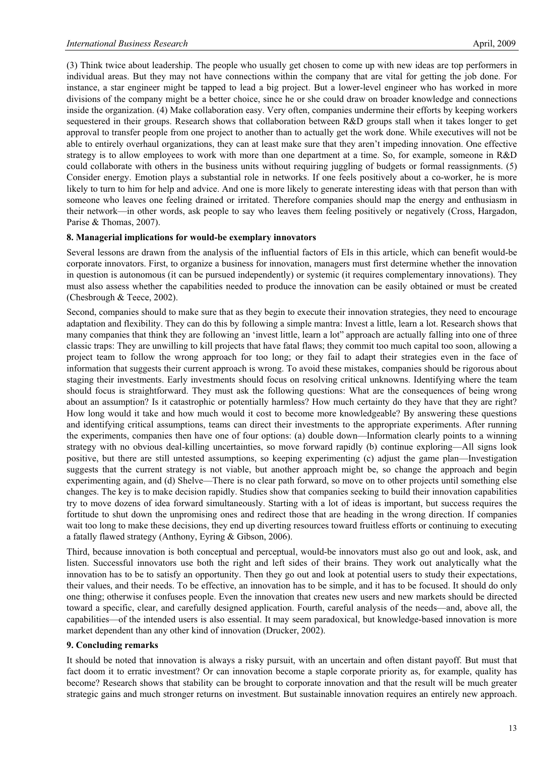(3) Think twice about leadership. The people who usually get chosen to come up with new ideas are top performers in individual areas. But they may not have connections within the company that are vital for getting the job done. For instance, a star engineer might be tapped to lead a big project. But a lower-level engineer who has worked in more divisions of the company might be a better choice, since he or she could draw on broader knowledge and connections inside the organization. (4) Make collaboration easy. Very often, companies undermine their efforts by keeping workers sequestered in their groups. Research shows that collaboration between R&D groups stall when it takes longer to get approval to transfer people from one project to another than to actually get the work done. While executives will not be able to entirely overhaul organizations, they can at least make sure that they aren't impeding innovation. One effective strategy is to allow employees to work with more than one department at a time. So, for example, someone in R&D could collaborate with others in the business units without requiring juggling of budgets or formal reassignments. (5) Consider energy. Emotion plays a substantial role in networks. If one feels positively about a co-worker, he is more likely to turn to him for help and advice. And one is more likely to generate interesting ideas with that person than with someone who leaves one feeling drained or irritated. Therefore companies should map the energy and enthusiasm in their network—in other words, ask people to say who leaves them feeling positively or negatively (Cross, Hargadon, Parise & Thomas, 2007).

## 8. Managerial implications for would-be exemplary innovators

Several lessons are drawn from the analysis of the influential factors of EIs in this article, which can benefit would-be corporate innovators. First, to organize a business for innovation, managers must first determine whether the innovation in question is autonomous (it can be pursued independently) or systemic (it requires complementary innovations). They must also assess whether the capabilities needed to produce the innovation can be easily obtained or must be created (Chesbrough & Teece, 2002).

Second, companies should to make sure that as they begin to execute their innovation strategies, they need to encourage adaptation and flexibility. They can do this by following a simple mantra: Invest a little, learn a lot. Research shows that many companies that think they are following an 'invest little, learn a lot" approach are actually falling into one of three classic traps: They are unwilling to kill projects that have fatal flaws; they commit too much capital too soon, allowing a project team to follow the wrong approach for too long; or they fail to adapt their strategies even in the face of information that suggests their current approach is wrong. To avoid these mistakes, companies should be rigorous about staging their investments. Early investments should focus on resolving critical unknowns. Identifying where the team should focus is straightforward. They must ask the following questions: What are the consequences of being wrong about an assumption? Is it catastrophic or potentially harmless? How much certainty do they have that they are right? How long would it take and how much would it cost to become more knowledgeable? By answering these questions and identifying critical assumptions, teams can direct their investments to the appropriate experiments. After running the experiments, companies then have one of four options: (a) double down—Information clearly points to a winning strategy with no obvious deal-killing uncertainties, so move forward rapidly (b) continue exploring—All signs look positive, but there are still untested assumptions, so keeping experimenting (c) adjust the game plan—Investigation suggests that the current strategy is not viable, but another approach might be, so change the approach and begin experimenting again, and (d) Shelve—There is no clear path forward, so move on to other projects until something else changes. The key is to make decision rapidly. Studies show that companies seeking to build their innovation capabilities try to move dozens of idea forward simultaneously. Starting with a lot of ideas is important, but success requires the fortitude to shut down the unpromising ones and redirect those that are heading in the wrong direction. If companies wait too long to make these decisions, they end up diverting resources toward fruitless efforts or continuing to executing a fatally flawed strategy (Anthony, Eyring & Gibson, 2006).

Third, because innovation is both conceptual and perceptual, would-be innovators must also go out and look, ask, and listen. Successful innovators use both the right and left sides of their brains. They work out analytically what the innovation has to be to satisfy an opportunity. Then they go out and look at potential users to study their expectations, their values, and their needs. To be effective, an innovation has to be simple, and it has to be focused. It should do only one thing; otherwise it confuses people. Even the innovation that creates new users and new markets should be directed toward a specific, clear, and carefully designed application. Fourth, careful analysis of the needs—and, above all, the capabilities—of the intended users is also essential. It may seem paradoxical, but knowledge-based innovation is more market dependent than any other kind of innovation (Drucker, 2002).

## 9. Concluding remarks

It should be noted that innovation is always a risky pursuit, with an uncertain and often distant payoff. But must that fact doom it to erratic investment? Or can innovation become a staple corporate priority as, for example, quality has become? Research shows that stability can be brought to corporate innovation and that the result will be much greater strategic gains and much stronger returns on investment. But sustainable innovation requires an entirely new approach.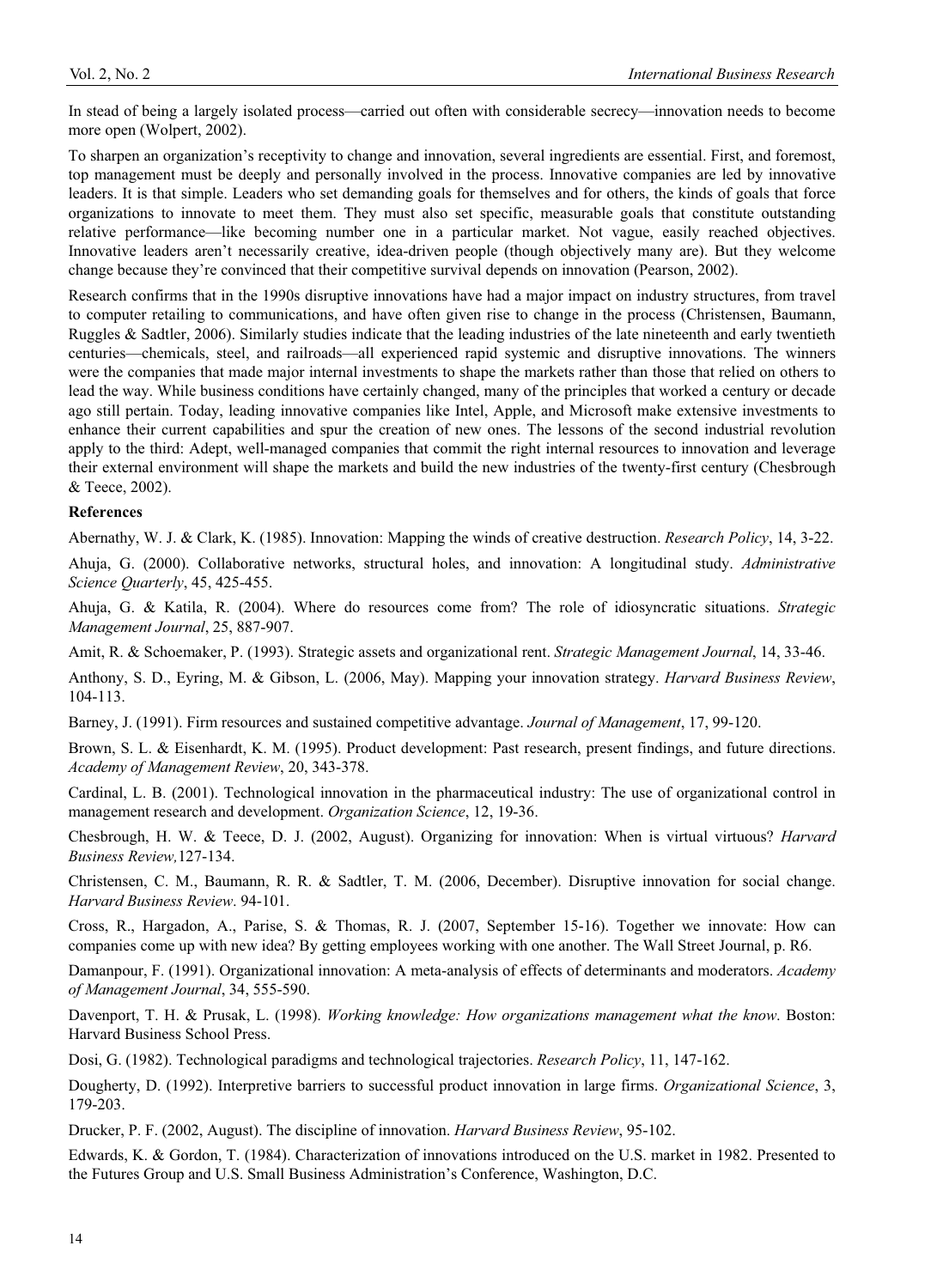In stead of being a largely isolated process—carried out often with considerable secrecy—innovation needs to become more open (Wolpert, 2002).

To sharpen an organization's receptivity to change and innovation, several ingredients are essential. First, and foremost, top management must be deeply and personally involved in the process. Innovative companies are led by innovative leaders. It is that simple. Leaders who set demanding goals for themselves and for others, the kinds of goals that force organizations to innovate to meet them. They must also set specific, measurable goals that constitute outstanding relative performance—like becoming number one in a particular market. Not vague, easily reached objectives. Innovative leaders aren't necessarily creative, idea-driven people (though objectively many are). But they welcome change because they're convinced that their competitive survival depends on innovation (Pearson, 2002).

Research confirms that in the 1990s disruptive innovations have had a major impact on industry structures, from travel to computer retailing to communications, and have often given rise to change in the process (Christensen, Baumann, Ruggles & Sadtler, 2006). Similarly studies indicate that the leading industries of the late nineteenth and early twentieth centuries—chemicals, steel, and railroads—all experienced rapid systemic and disruptive innovations. The winners were the companies that made major internal investments to shape the markets rather than those that relied on others to lead the way. While business conditions have certainly changed, many of the principles that worked a century or decade ago still pertain. Today, leading innovative companies like Intel, Apple, and Microsoft make extensive investments to enhance their current capabilities and spur the creation of new ones. The lessons of the second industrial revolution apply to the third: Adept, well-managed companies that commit the right internal resources to innovation and leverage their external environment will shape the markets and build the new industries of the twenty-first century (Chesbrough & Teece, 2002).

**References**

Abernathy, W. J. & Clark, K. (1985). Innovation: Mapping the winds of creative destruction. *Research Policy*, 14, 3-22.

Ahuja, G. (2000). Collaborative networks, structural holes, and innovation: A longitudinal study. *Administrative Science Quarterly*, 45, 425-455.

Ahuja, G. & Katila, R. (2004). Where do resources come from? The role of idiosyncratic situations. *Strategic Management Journal*, 25, 887-907.

Amit, R. & Schoemaker, P. (1993). Strategic assets and organizational rent. *Strategic Management Journal*, 14, 33-46.

Anthony, S. D., Eyring, M. & Gibson, L. (2006, May). Mapping your innovation strategy. *Harvard Business Review*, 104-113.

Barney, J. (1991). Firm resources and sustained competitive advantage. *Journal of Management*, 17, 99-120.

Brown, S. L. & Eisenhardt, K. M. (1995). Product development: Past research, present findings, and future directions. *Academy of Management Review*, 20, 343-378.

Cardinal, L. B. (2001). Technological innovation in the pharmaceutical industry: The use of organizational control in management research and development. *Organization Science*, 12, 19-36.

Chesbrough, H. W. & Teece, D. J. (2002, August). Organizing for innovation: When is virtual virtuous? *Harvard Business Review,*127-134.

Christensen, C. M., Baumann, R. R. & Sadtler, T. M. (2006, December). Disruptive innovation for social change. *Harvard Business Review*. 94-101.

Cross, R., Hargadon, A., Parise, S. & Thomas, R. J. (2007, September 15-16). Together we innovate: How can companies come up with new idea? By getting employees working with one another. The Wall Street Journal, p. R6.

Damanpour, F. (1991). Organizational innovation: A meta-analysis of effects of determinants and moderators. *Academy of Management Journal*, 34, 555-590.

Davenport, T. H. & Prusak, L. (1998). *Working knowledge: How organizations management what the know*. Boston: Harvard Business School Press.

Dosi, G. (1982). Technological paradigms and technological trajectories. *Research Policy*, 11, 147-162.

Dougherty, D. (1992). Interpretive barriers to successful product innovation in large firms. *Organizational Science*, 3, 179-203.

Drucker, P. F. (2002, August). The discipline of innovation. *Harvard Business Review*, 95-102.

Edwards, K. & Gordon, T. (1984). Characterization of innovations introduced on the U.S. market in 1982. Presented to the Futures Group and U.S. Small Business Administration's Conference, Washington, D.C.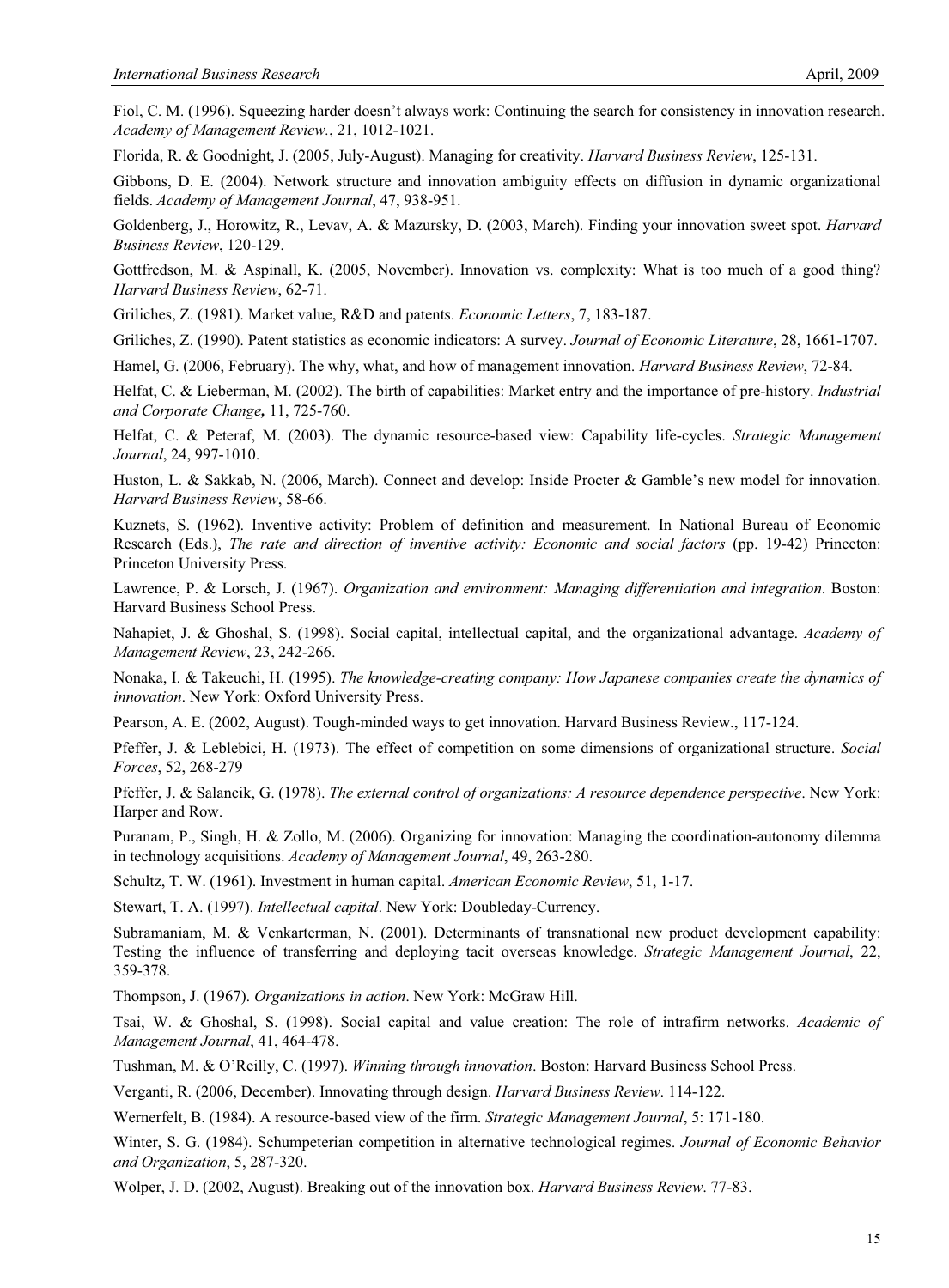Fiol, C. M. (1996). Squeezing harder doesn't always work: Continuing the search for consistency in innovation research. *Academy of Management Review.*, 21, 1012-1021.

Florida, R. & Goodnight, J. (2005, July-August). Managing for creativity. *Harvard Business Review*, 125-131.

Gibbons, D. E. (2004). Network structure and innovation ambiguity effects on diffusion in dynamic organizational fields. *Academy of Management Journal*, 47, 938-951.

Goldenberg, J., Horowitz, R., Levav, A. & Mazursky, D. (2003, March). Finding your innovation sweet spot. *Harvard Business Review*, 120-129.

Gottfredson, M. & Aspinall, K. (2005, November). Innovation vs. complexity: What is too much of a good thing? *Harvard Business Review*, 62-71.

Griliches, Z. (1981). Market value, R&D and patents. *Economic Letters*, 7, 183-187.

Griliches, Z. (1990). Patent statistics as economic indicators: A survey. *Journal of Economic Literature*, 28, 1661-1707.

Hamel, G. (2006, February). The why, what, and how of management innovation. *Harvard Business Review*, 72-84.

Helfat, C. & Lieberman, M. (2002). The birth of capabilities: Market entry and the importance of pre-history. *Industrial and Corporate Change,* 11, 725-760.

Helfat, C. & Peteraf, M. (2003). The dynamic resource-based view: Capability life-cycles. *Strategic Management Journal*, 24, 997-1010.

Huston, L. & Sakkab, N. (2006, March). Connect and develop: Inside Procter & Gamble's new model for innovation. *Harvard Business Review*, 58-66.

Kuznets, S. (1962). Inventive activity: Problem of definition and measurement. In National Bureau of Economic Research (Eds.), *The rate and direction of inventive activity: Economic and social factors* (pp. 19-42) Princeton: Princeton University Press.

Lawrence, P. & Lorsch, J. (1967). *Organization and environment: Managing differentiation and integration*. Boston: Harvard Business School Press.

Nahapiet, J. & Ghoshal, S. (1998). Social capital, intellectual capital, and the organizational advantage. *Academy of Management Review*, 23, 242-266.

Nonaka, I. & Takeuchi, H. (1995). *The knowledge-creating company: How Japanese companies create the dynamics of innovation*. New York: Oxford University Press.

Pearson, A. E. (2002, August). Tough-minded ways to get innovation. Harvard Business Review., 117-124.

Pfeffer, J. & Leblebici, H. (1973). The effect of competition on some dimensions of organizational structure. *Social Forces*, 52, 268-279

Pfeffer, J. & Salancik, G. (1978). *The external control of organizations: A resource dependence perspective*. New York: Harper and Row.

Puranam, P., Singh, H. & Zollo, M. (2006). Organizing for innovation: Managing the coordination-autonomy dilemma in technology acquisitions. *Academy of Management Journal*, 49, 263-280.

Schultz, T. W. (1961). Investment in human capital. *American Economic Review*, 51, 1-17.

Stewart, T. A. (1997). *Intellectual capital*. New York: Doubleday-Currency.

Subramaniam, M. & Venkarterman, N. (2001). Determinants of transnational new product development capability: Testing the influence of transferring and deploying tacit overseas knowledge. *Strategic Management Journal*, 22, 359-378.

Thompson, J. (1967). *Organizations in action*. New York: McGraw Hill.

Tsai, W. & Ghoshal, S. (1998). Social capital and value creation: The role of intrafirm networks. *Academic of Management Journal*, 41, 464-478.

Tushman, M. & O'Reilly, C. (1997). *Winning through innovation*. Boston: Harvard Business School Press.

Verganti, R. (2006, December). Innovating through design. *Harvard Business Review*. 114-122.

Wernerfelt, B. (1984). A resource-based view of the firm. *Strategic Management Journal*, 5: 171-180.

Winter, S. G. (1984). Schumpeterian competition in alternative technological regimes. *Journal of Economic Behavior and Organization*, 5, 287-320.

Wolper, J. D. (2002, August). Breaking out of the innovation box. *Harvard Business Review*. 77-83.